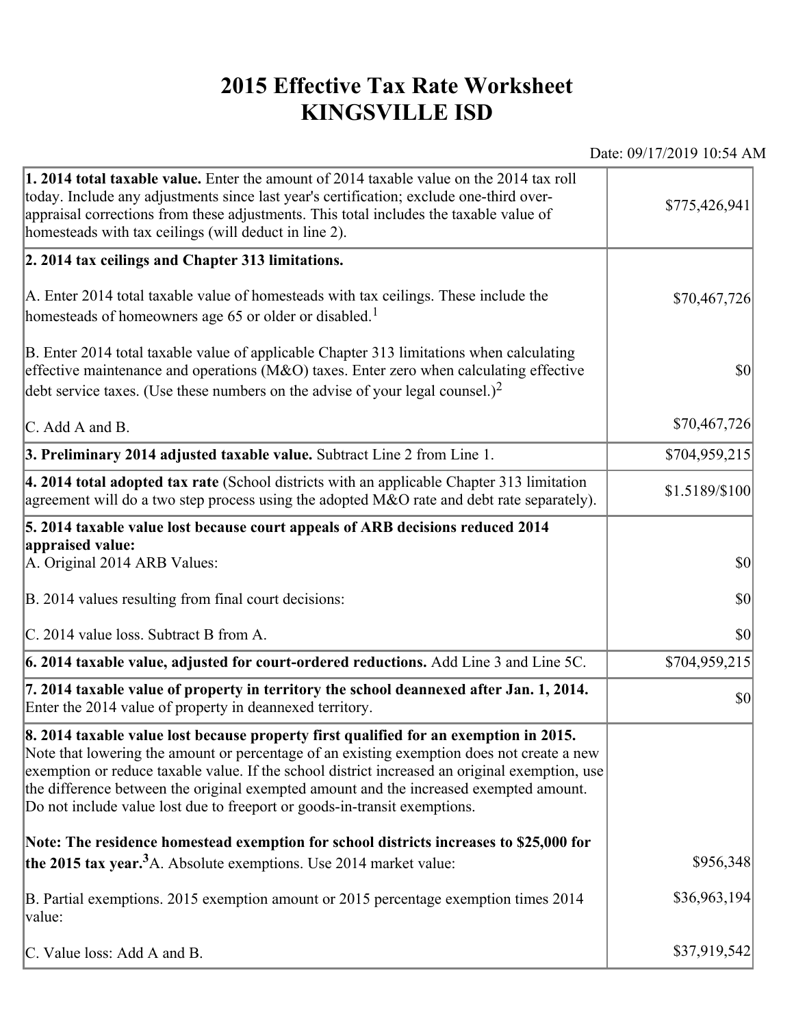# 2015 Effective Tax Rate Worksheet
# KINGSVILLE ISD

Date: 09/17/2019 10:54 AM

| | |
|---|---|
| **1. 2014 total taxable value.** Enter the amount of 2014 taxable value on the 2014 tax roll today. Include any adjustments since last year's certification; exclude one-third over-appraisal corrections from these adjustments. This total includes the taxable value of homesteads with tax ceilings (will deduct in line 2). | $775,426,941 |
| **2. 2014 tax ceilings and Chapter 313 limitations.**<br><br>A. Enter 2014 total taxable value of homesteads with tax ceilings. These include the homesteads of homeowners age 65 or older or disabled.[1]<br><br>B. Enter 2014 total taxable value of applicable Chapter 313 limitations when calculating effective maintenance and operations (M&O) taxes. Enter zero when calculating effective debt service taxes. (Use these numbers on the advise of your legal counsel.)[2]<br><br>C. Add A and B. | <br><br>$70,467,726<br><br>$0<br><br>$70,467,726 |
| **3. Preliminary 2014 adjusted taxable value.** Subtract Line 2 from Line 1. | $704,959,215 |
| **4. 2014 total adopted tax rate** (School districts with an applicable Chapter 313 limitation agreement will do a two step process using the adopted M&O rate and debt rate separately). | $1.5189/$100 |
| **5. 2014 taxable value lost because court appeals of ARB decisions reduced 2014 appraised value:**<br>A. Original 2014 ARB Values:<br><br>B. 2014 values resulting from final court decisions:<br><br>C. 2014 value loss. Subtract B from A. | <br><br>$0<br><br>$0<br><br>$0 |
| **6. 2014 taxable value, adjusted for court-ordered reductions.** Add Line 3 and Line 5C. | $704,959,215 |
| **7. 2014 taxable value of property in territory the school deannexed after Jan. 1, 2014.** Enter the 2014 value of property in deannexed territory. | $0 |
| **8. 2014 taxable value lost because property first qualified for an exemption in 2015.** Note that lowering the amount or percentage of an existing exemption does not create a new exemption or reduce taxable value. If the school district increased an original exemption, use the difference between the original exempted amount and the increased exempted amount. Do not include value lost due to freeport or goods-in-transit exemptions.<br><br>**Note: The residence homestead exemption for school districts increases to $25,000 for the 2015 tax year.[3]** A. Absolute exemptions. Use 2014 market value:<br><br>B. Partial exemptions. 2015 exemption amount or 2015 percentage exemption times 2014 value:<br><br>C. Value loss: Add A and B. | <br><br><br><br><br><br>$956,348<br><br>$36,963,194<br><br>$37,919,542 |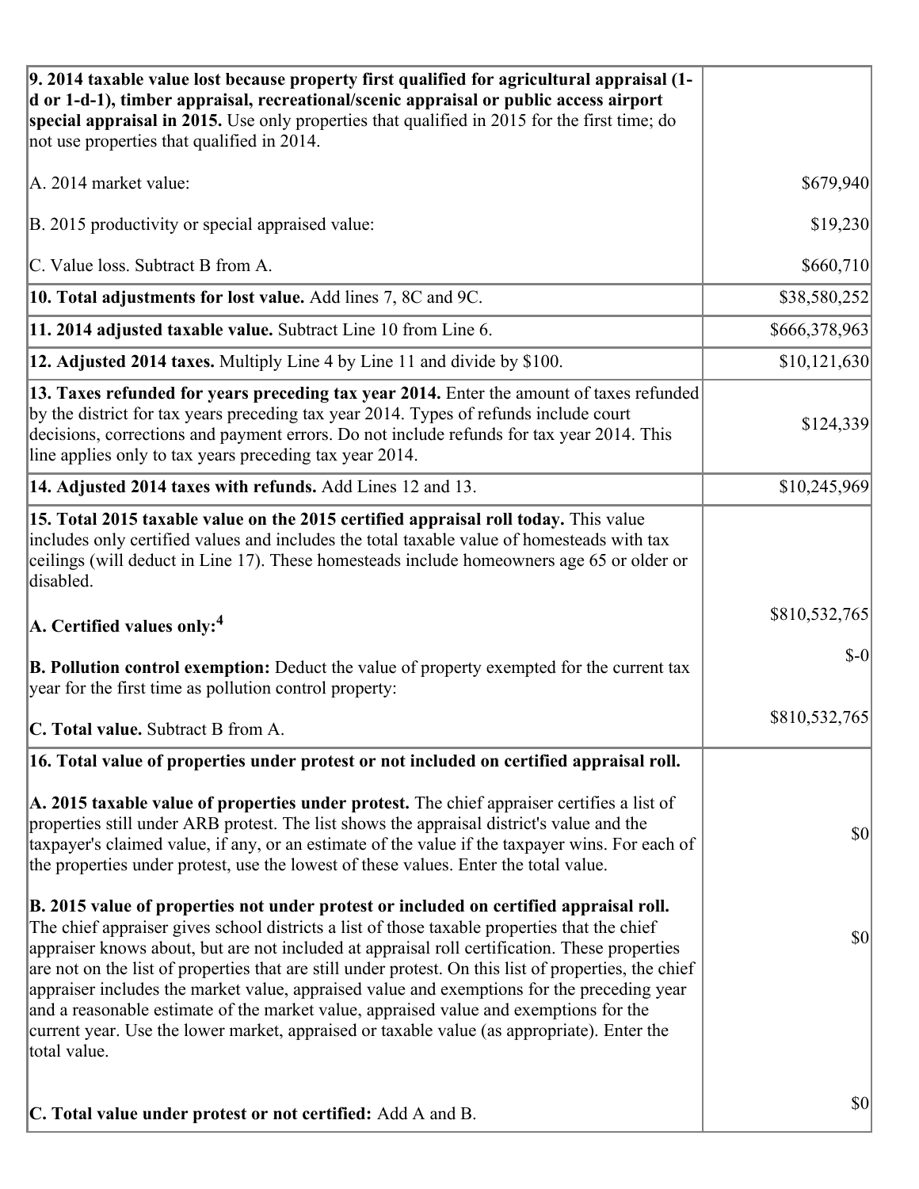| | |
|---|---|
| **9. 2014 taxable value lost because property first qualified for agricultural appraisal (1-d or 1-d-1), timber appraisal, recreational/scenic appraisal or public access airport special appraisal in 2015.** Use only properties that qualified in 2015 for the first time; do not use properties that qualified in 2014.<br><br>A. 2014 market value:<br><br>B. 2015 productivity or special appraised value:<br><br>C. Value loss. Subtract B from A. | <br><br><br><br>$679,940<br><br>$19,230<br><br>$660,710 |
| **10. Total adjustments for lost value.** Add lines 7, 8C and 9C. | $38,580,252 |
| **11. 2014 adjusted taxable value.** Subtract Line 10 from Line 6. | $666,378,963 |
| **12. Adjusted 2014 taxes.** Multiply Line 4 by Line 11 and divide by $100. | $10,121,630 |
| **13. Taxes refunded for years preceding tax year 2014.** Enter the amount of taxes refunded by the district for tax years preceding tax year 2014. Types of refunds include court decisions, corrections and payment errors. Do not include refunds for tax year 2014. This line applies only to tax years preceding tax year 2014. | $124,339 |
| **14. Adjusted 2014 taxes with refunds.** Add Lines 12 and 13. | $10,245,969 |
| **15. Total 2015 taxable value on the 2015 certified appraisal roll today.** This value includes only certified values and includes the total taxable value of homesteads with tax ceilings (will deduct in Line 17). These homesteads include homeowners age 65 or older or disabled.<br><br>**A. Certified values only:**[4]<br><br>**B. Pollution control exemption:** Deduct the value of property exempted for the current tax year for the first time as pollution control property:<br><br>**C. Total value.** Subtract B from A. | <br><br><br><br>$810,532,765<br><br>$-0<br><br>$810,532,765 |
| **16. Total value of properties under protest or not included on certified appraisal roll.**<br><br>**A. 2015 taxable value of properties under protest.** The chief appraiser certifies a list of properties still under ARB protest. The list shows the appraisal district's value and the taxpayer's claimed value, if any, or an estimate of the value if the taxpayer wins. For each of the properties under protest, use the lowest of these values. Enter the total value.<br><br>**B. 2015 value of properties not under protest or included on certified appraisal roll.** The chief appraiser gives school districts a list of those taxable properties that the chief appraiser knows about, but are not included at appraisal roll certification. These properties are not on the list of properties that are still under protest. On this list of properties, the chief appraiser includes the market value, appraised value and exemptions for the preceding year and a reasonable estimate of the market value, appraised value and exemptions for the current year. Use the lower market, appraised or taxable value (as appropriate). Enter the total value.<br><br>**C. Total value under protest or not certified:** Add A and B. | <br><br>$0<br><br>$0<br><br>$0 |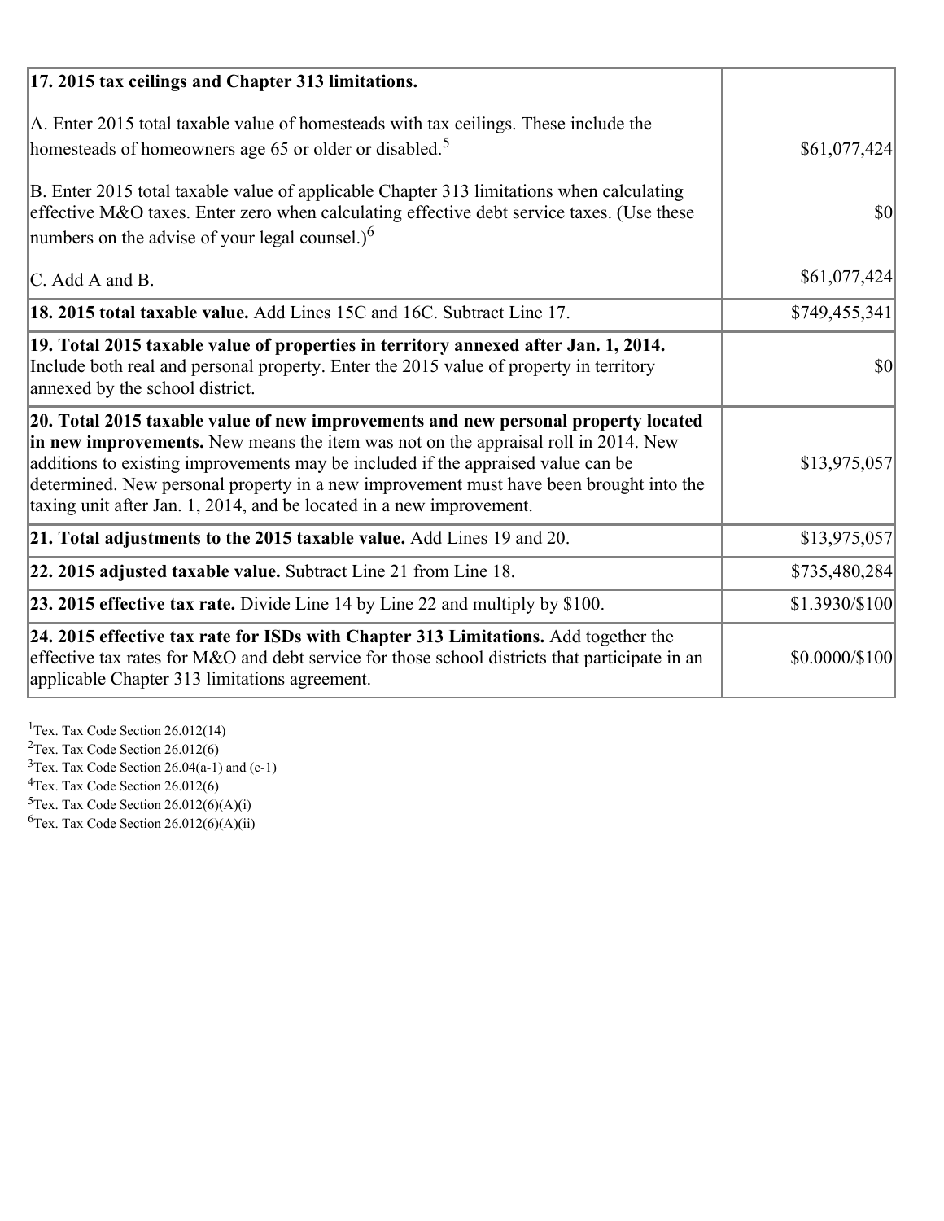| | |
|---|---|
| **17. 2015 tax ceilings and Chapter 313 limitations.** | |
| A. Enter 2015 total taxable value of homesteads with tax ceilings. These include the homesteads of homeowners age 65 or older or disabled.[5] | $61,077,424 |
| B. Enter 2015 total taxable value of applicable Chapter 313 limitations when calculating effective M&O taxes. Enter zero when calculating effective debt service taxes. (Use these numbers on the advise of your legal counsel.)[6] | $0 |
| C. Add A and B. | $61,077,424 |
| **18. 2015 total taxable value.** Add Lines 15C and 16C. Subtract Line 17. | $749,455,341 |
| **19. Total 2015 taxable value of properties in territory annexed after Jan. 1, 2014.** Include both real and personal property. Enter the 2015 value of property in territory annexed by the school district. | $0 |
| **20. Total 2015 taxable value of new improvements and new personal property located in new improvements.** New means the item was not on the appraisal roll in 2014. New additions to existing improvements may be included if the appraised value can be determined. New personal property in a new improvement must have been brought into the taxing unit after Jan. 1, 2014, and be located in a new improvement. | $13,975,057 |
| **21. Total adjustments to the 2015 taxable value.** Add Lines 19 and 20. | $13,975,057 |
| **22. 2015 adjusted taxable value.** Subtract Line 21 from Line 18. | $735,480,284 |
| **23. 2015 effective tax rate.** Divide Line 14 by Line 22 and multiply by $100. | $1.3930/$100 |
| **24. 2015 effective tax rate for ISDs with Chapter 313 Limitations.** Add together the effective tax rates for M&O and debt service for those school districts that participate in an applicable Chapter 313 limitations agreement. | $0.0000/$100 |

[1]Tex. Tax Code Section 26.012(14)
[2]Tex. Tax Code Section 26.012(6)
[3]Tex. Tax Code Section 26.04(a-1) and (c-1)
[4]Tex. Tax Code Section 26.012(6)
[5]Tex. Tax Code Section 26.012(6)(A)(i)
[6]Tex. Tax Code Section 26.012(6)(A)(ii)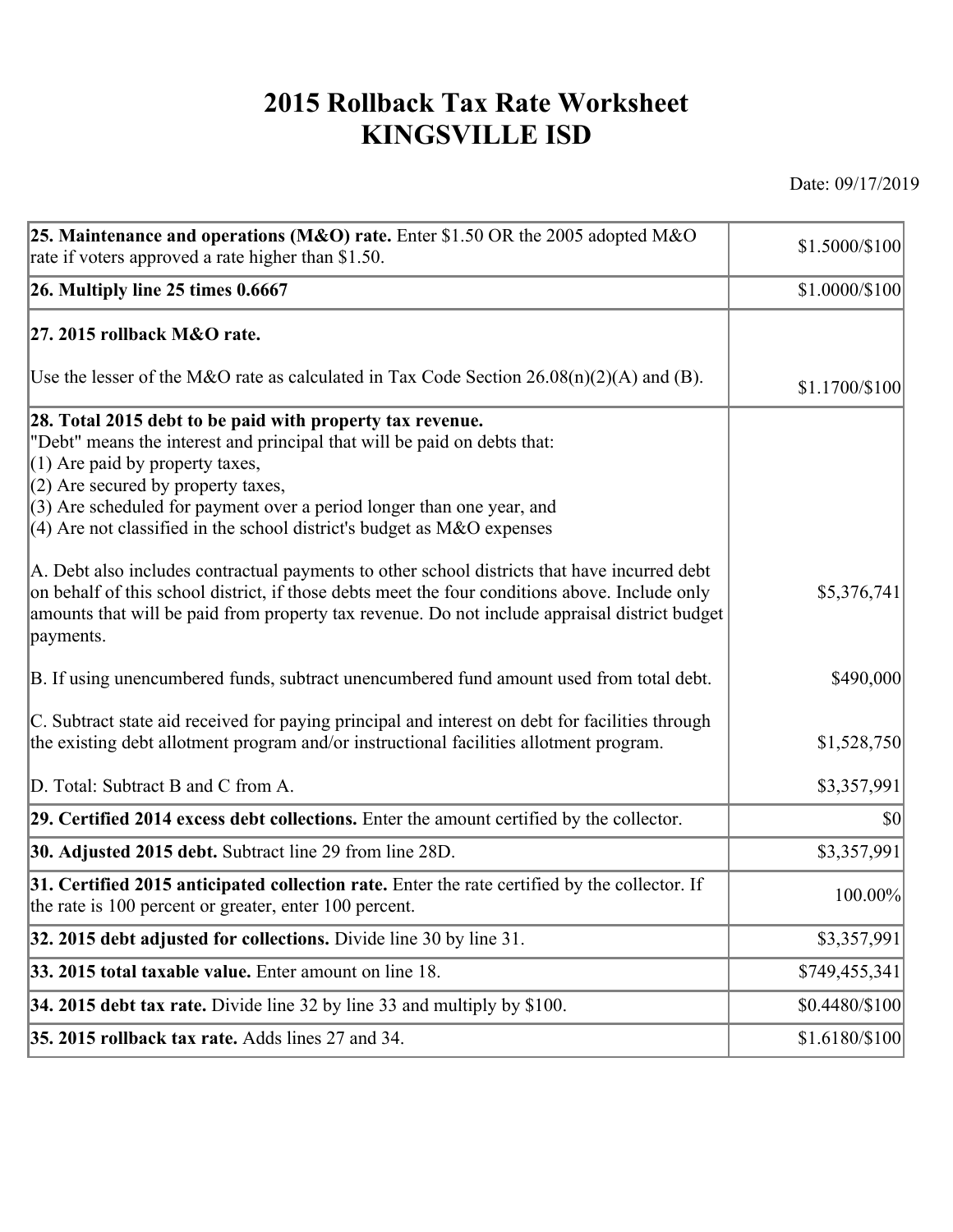# 2015 Rollback Tax Rate Worksheet
# KINGSVILLE ISD

Date: 09/17/2019

| | |
|---|---|
| **25. Maintenance and operations (M&O) rate.** Enter $1.50 OR the 2005 adopted M&O rate if voters approved a rate higher than $1.50. | $1.5000/$100 |
| **26. Multiply line 25 times 0.6667** | $1.0000/$100 |
| **27. 2015 rollback M&O rate.**<br><br>Use the lesser of the M&O rate as calculated in Tax Code Section 26.08(n)(2)(A) and (B). | $1.1700/$100 |
| **28. Total 2015 debt to be paid with property tax revenue.**<br>"Debt" means the interest and principal that will be paid on debts that:<br>(1) Are paid by property taxes,<br>(2) Are secured by property taxes,<br>(3) Are scheduled for payment over a period longer than one year, and<br>(4) Are not classified in the school district's budget as M&O expenses<br><br>A. Debt also includes contractual payments to other school districts that have incurred debt on behalf of this school district, if those debts meet the four conditions above. Include only amounts that will be paid from property tax revenue. Do not include appraisal district budget payments.<br><br>B. If using unencumbered funds, subtract unencumbered fund amount used from total debt.<br><br>C. Subtract state aid received for paying principal and interest on debt for facilities through the existing debt allotment program and/or instructional facilities allotment program.<br><br>D. Total: Subtract B and C from A. | $5,376,741<br><br>$490,000<br><br>$1,528,750<br><br>$3,357,991 |
| **29. Certified 2014 excess debt collections.** Enter the amount certified by the collector. | $0 |
| **30. Adjusted 2015 debt.** Subtract line 29 from line 28D. | $3,357,991 |
| **31. Certified 2015 anticipated collection rate.** Enter the rate certified by the collector. If the rate is 100 percent or greater, enter 100 percent. | 100.00% |
| **32. 2015 debt adjusted for collections.** Divide line 30 by line 31. | $3,357,991 |
| **33. 2015 total taxable value.** Enter amount on line 18. | $749,455,341 |
| **34. 2015 debt tax rate.** Divide line 32 by line 33 and multiply by $100. | $0.4480/$100 |
| **35. 2015 rollback tax rate.** Adds lines 27 and 34. | $1.6180/$100 |